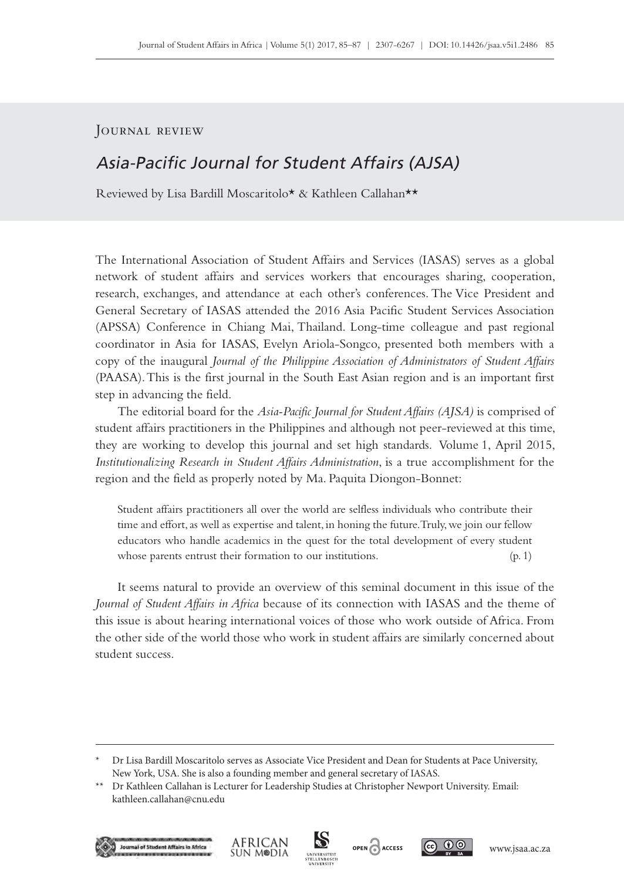Journal review

# *Asia-Pacific Journal for Student Affairs (AJSA)*

Reviewed by Lisa Bardill Moscaritolo* & Kathleen Callahan**

The International Association of Student Affairs and Services (IASAS) serves as a global network of student affairs and services workers that encourages sharing, cooperation, research, exchanges, and attendance at each other's conferences. The Vice President and General Secretary of IASAS attended the 2016 Asia Pacific Student Services Association (APSSA) Conference in Chiang Mai, Thailand. Long-time colleague and past regional coordinator in Asia for IASAS, Evelyn Ariola-Songco, presented both members with a copy of the inaugural *Journal of the Philippine Association of Administrators of Student Affairs* (PAASA). This is the first journal in the South East Asian region and is an important first step in advancing the field.

The editorial board for the *Asia-Pacific Journal for Student Affairs (AJSA)* is comprised of student affairs practitioners in the Philippines and although not peer-reviewed at this time, they are working to develop this journal and set high standards. Volume 1, April 2015, *Institutionalizing Research in Student Affairs Administration*, is a true accomplishment for the region and the field as properly noted by Ma. Paquita Diongon-Bonnet:

> Student affairs practitioners all over the world are selfless individuals who contribute their time and effort, as well as expertise and talent, in honing the future. Truly, we join our fellow educators who handle academics in the quest for the total development of every student whose parents entrust their formation to our institutions. (p. 1)

It seems natural to provide an overview of this seminal document in this issue of the *Journal of Student Affairs in Africa* because of its connection with IASAS and the theme of this issue is about hearing international voices of those who work outside of Africa. From the other side of the world those who work in student affairs are similarly concerned about student success.

---

\* Dr Lisa Bardill Moscaritolo serves as Associate Vice President and Dean for Students at Pace University, New York, USA. She is also a founding member and general secretary of IASAS.

\*\* Dr Kathleen Callahan is Lecturer for Leadership Studies at Christopher Newport University. Email: kathleen.callahan@cnu.edu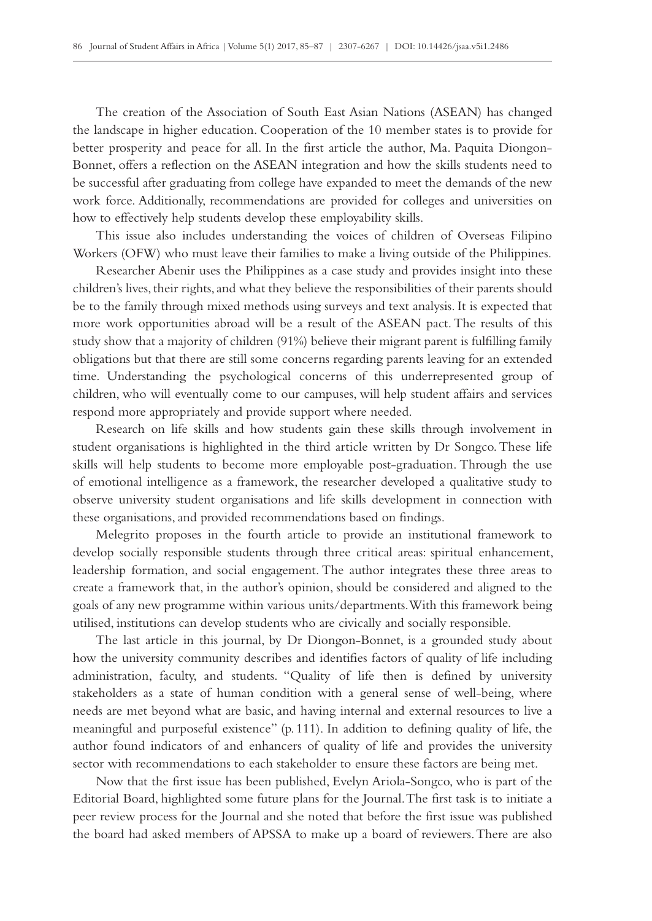The creation of the Association of South East Asian Nations (ASEAN) has changed the landscape in higher education. Cooperation of the 10 member states is to provide for better prosperity and peace for all. In the first article the author, Ma. Paquita Diongon-Bonnet, offers a reflection on the ASEAN integration and how the skills students need to be successful after graduating from college have expanded to meet the demands of the new work force. Additionally, recommendations are provided for colleges and universities on how to effectively help students develop these employability skills.

This issue also includes understanding the voices of children of Overseas Filipino Workers (OFW) who must leave their families to make a living outside of the Philippines.

Researcher Abenir uses the Philippines as a case study and provides insight into these children's lives, their rights, and what they believe the responsibilities of their parents should be to the family through mixed methods using surveys and text analysis. It is expected that more work opportunities abroad will be a result of the ASEAN pact. The results of this study show that a majority of children (91%) believe their migrant parent is fulfilling family obligations but that there are still some concerns regarding parents leaving for an extended time. Understanding the psychological concerns of this underrepresented group of children, who will eventually come to our campuses, will help student affairs and services respond more appropriately and provide support where needed.

Research on life skills and how students gain these skills through involvement in student organisations is highlighted in the third article written by Dr Songco. These life skills will help students to become more employable post-graduation. Through the use of emotional intelligence as a framework, the researcher developed a qualitative study to observe university student organisations and life skills development in connection with these organisations, and provided recommendations based on findings.

Melegrito proposes in the fourth article to provide an institutional framework to develop socially responsible students through three critical areas: spiritual enhancement, leadership formation, and social engagement. The author integrates these three areas to create a framework that, in the author's opinion, should be considered and aligned to the goals of any new programme within various units/departments. With this framework being utilised, institutions can develop students who are civically and socially responsible.

The last article in this journal, by Dr Diongon-Bonnet, is a grounded study about how the university community describes and identifies factors of quality of life including administration, faculty, and students. "Quality of life then is defined by university stakeholders as a state of human condition with a general sense of well-being, where needs are met beyond what are basic, and having internal and external resources to live a meaningful and purposeful existence" (p. 111). In addition to defining quality of life, the author found indicators of and enhancers of quality of life and provides the university sector with recommendations to each stakeholder to ensure these factors are being met.

Now that the first issue has been published, Evelyn Ariola-Songco, who is part of the Editorial Board, highlighted some future plans for the Journal. The first task is to initiate a peer review process for the Journal and she noted that before the first issue was published the board had asked members of APSSA to make up a board of reviewers. There are also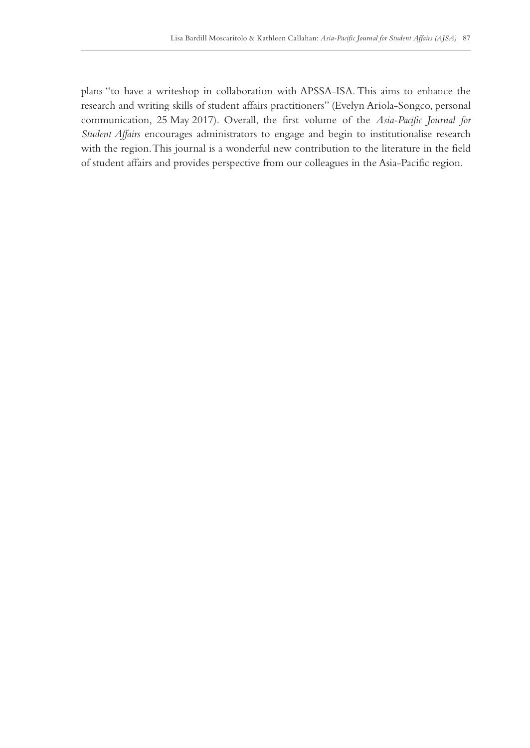plans "to have a writeshop in collaboration with APSSA-ISA. This aims to enhance the research and writing skills of student affairs practitioners" (Evelyn Ariola-Songco, personal communication, 25 May 2017). Overall, the first volume of the *Asia-Pacific Journal for Student Affairs* encourages administrators to engage and begin to institutionalise research with the region. This journal is a wonderful new contribution to the literature in the field of student affairs and provides perspective from our colleagues in the Asia-Pacific region.